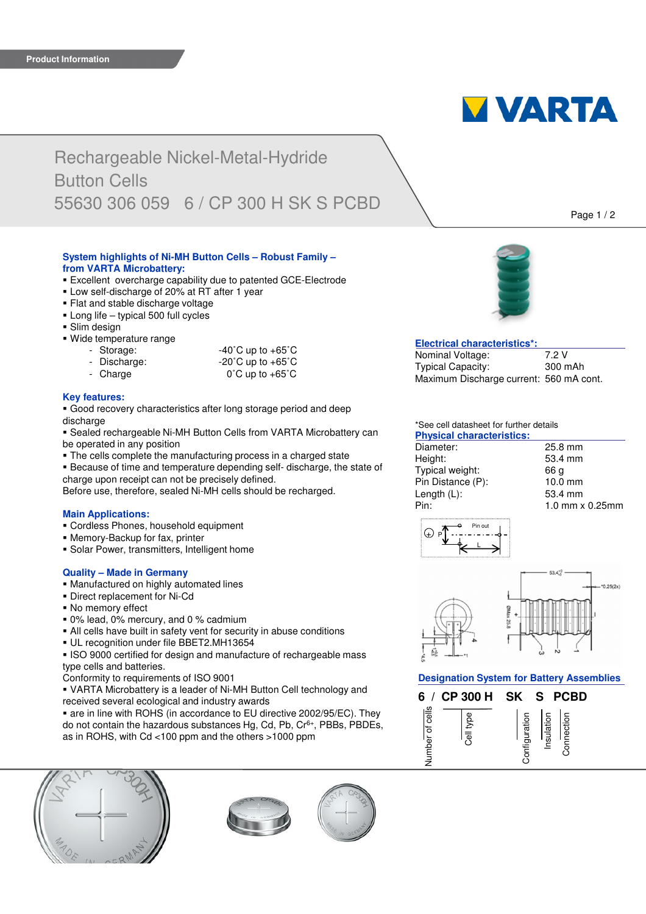Product Information

# Rechargeable Nickel-Metal-Hydride Button Cells
# 55630 306 059   6 / CP 300 H SK S PCBD

## System highlights of Ni-MH Button Cells – Robust Family – from VARTA Microbattery:

- Excellent  overcharge capability due to patented GCE-Electrode
- Low self-discharge of 20% at RT after 1 year
- Flat and stable discharge voltage
- Long life – typical 500 full cycles
- Slim design
- Wide temperature range
  - Storage: -40˚C up to +65˚C
  - Discharge: -20˚C up to +65˚C
  - Charge 0˚C up to +65˚C

## Key features:

- Good recovery characteristics after long storage period and deep discharge
- Sealed rechargeable Ni-MH Button Cells from VARTA Microbattery can be operated in any position
- The cells complete the manufacturing process in a charged state
- Because of time and temperature depending self- discharge, the state of charge upon receipt can not be precisely defined.

Before use, therefore, sealed Ni-MH cells should be recharged.

## Main Applications:

- Cordless Phones, household equipment
- Memory-Backup for fax, printer
- Solar Power, transmitters, Intelligent home

## Quality – Made in Germany

- Manufactured on highly automated lines
- Direct replacement for Ni-Cd
- No memory effect
- 0% lead, 0% mercury, and 0 % cadmium
- All cells have built in safety vent for security in abuse conditions
- UL recognition under file BBET2.MH13654
- ISO 9000 certified for design and manufacture of rechargeable mass type cells and batteries.

Conformity to requirements of ISO 9001

- VARTA Microbattery is a leader of Ni-MH Button Cell technology and received several ecological and industry awards
- are in line with ROHS (in accordance to EU directive 2002/95/EC). They do not contain the hazardous substances Hg, Cd, Pb, $Cr^{6+}$, PBBs, PBDEs, as in ROHS, with Cd <100 ppm and the others >1000 ppm

## Electrical characteristics*:

| | |
|---|---|
| Nominal Voltage: | 7.2 V |
| Typical Capacity: | 300 mAh |
| Maximum Discharge current: | 560 mA cont. |

*See cell datasheet for further details

## Physical characteristics:

| | |
|---|---|
| Diameter: | 25.8 mm |
| Height: | 53.4 mm |
| Typical weight: | 66 g |
| Pin Distance (P): | 10.0 mm |
| Length (L): | 53.4 mm |
| Pin: | 1.0 mm x 0.25mm |

## Designation System for Battery Assemblies

**6 / CP 300 H SK S PCBD**

- 6: Number of cells
- CP 300 H: Cell type
- SK: Configuration
- S: Insulation
- PCBD: Connection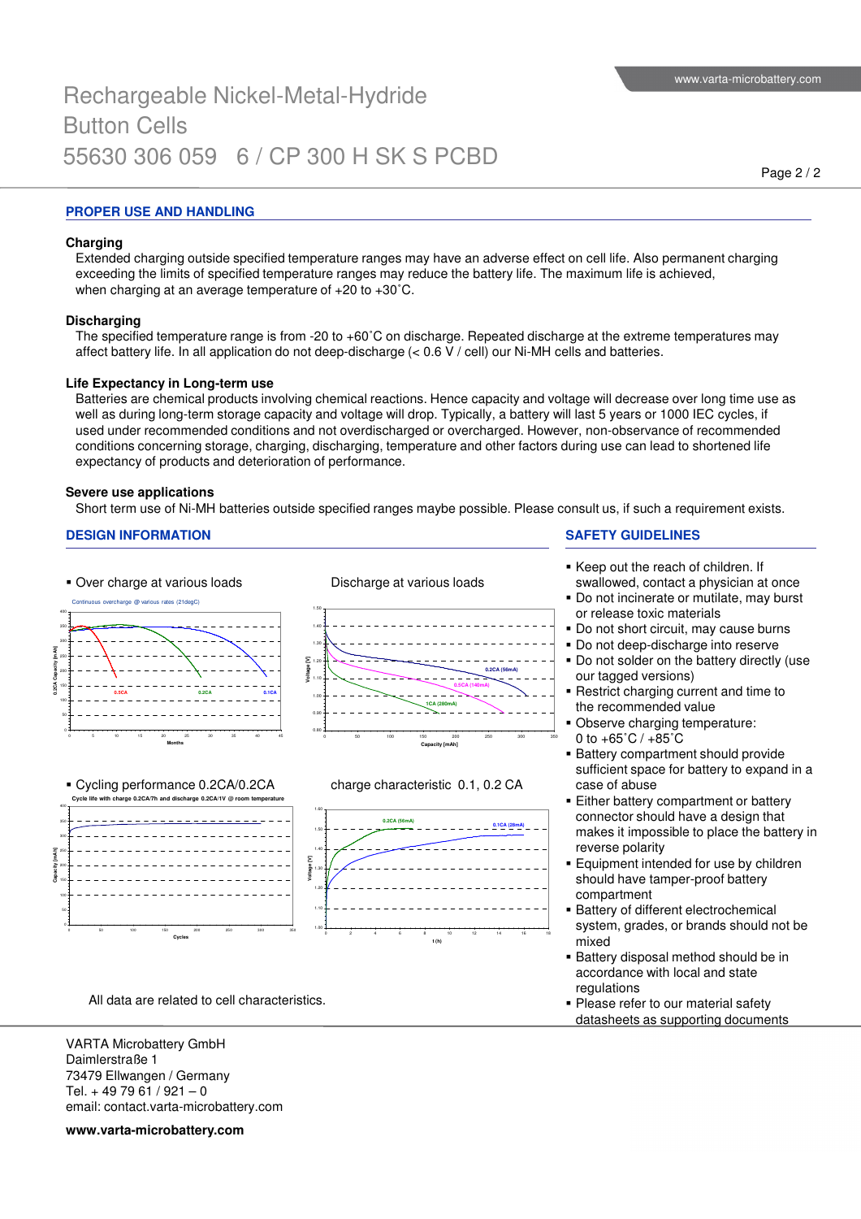# Rechargeable Nickel-Metal-Hydride Button Cells

# 55630 306 059   6 / CP 300 H SK S PCBD

## PROPER USE AND HANDLING

### Charging

Extended charging outside specified temperature ranges may have an adverse effect on cell life. Also permanent charging exceeding the limits of specified temperature ranges may reduce the battery life. The maximum life is achieved, when charging at an average temperature of +20 to +30˚C.

### Discharging

The specified temperature range is from -20 to +60˚C on discharge. Repeated discharge at the extreme temperatures may affect battery life. In all application do not deep-discharge (< 0.6 V / cell) our Ni-MH cells and batteries.

### Life Expectancy in Long-term use

Batteries are chemical products involving chemical reactions. Hence capacity and voltage will decrease over long time use as well as during long-term storage capacity and voltage will drop. Typically, a battery will last 5 years or 1000 IEC cycles, if used under recommended conditions and not overdischarged or overcharged. However, non-observance of recommended conditions concerning storage, charging, discharging, temperature and other factors during use can lead to shortened life expectancy of products and deterioration of performance.

### Severe use applications

Short term use of Ni-MH batteries outside specified ranges maybe possible. Please consult us, if such a requirement exists.

## DESIGN INFORMATION

- Over charge at various loads

Continuous overcharge @ various rates (21degC)
0.2CA Capacity [in Ah]
0.5CA
0.2CA
0.1CA
Months

Discharge at various loads

Voltage [V]
0.2CA (56mA)
0.5CA (140mA)
1CA (280mA)
Capacity [mAh]

- Cycling performance 0.2CA/0.2CA

Cycle life with charge 0.2CA/7h and discharge 0.2CA/1V @ room temperature
Capacity [mAh]
Cycles

charge characteristic 0.1, 0.2 CA

Voltage [V]
0.2CA (56mA)
0.1CA (28mA)
t (h)

All data are related to cell characteristics.

## SAFETY GUIDELINES

- Keep out the reach of children. If swallowed, contact a physician at once
- Do not incinerate or mutilate, may burst or release toxic materials
- Do not short circuit, may cause burns
- Do not deep-discharge into reserve
- Do not solder on the battery directly (use our tagged versions)
- Restrict charging current and time to the recommended value
- Observe charging temperature: 0 to +65˚C / +85˚C
- Battery compartment should provide sufficient space for battery to expand in a case of abuse
- Either battery compartment or battery connector should have a design that makes it impossible to place the battery in reverse polarity
- Equipment intended for use by children should have tamper-proof battery compartment
- Battery of different electrochemical system, grades, or brands should not be mixed
- Battery disposal method should be in accordance with local and state regulations
- Please refer to our material safety datasheets as supporting documents

VARTA Microbattery GmbH
Daimlerstraße 1
73479 Ellwangen / Germany
Tel. + 49 79 61 / 921 – 0
email: contact.varta-microbattery.com

**www.varta-microbattery.com**